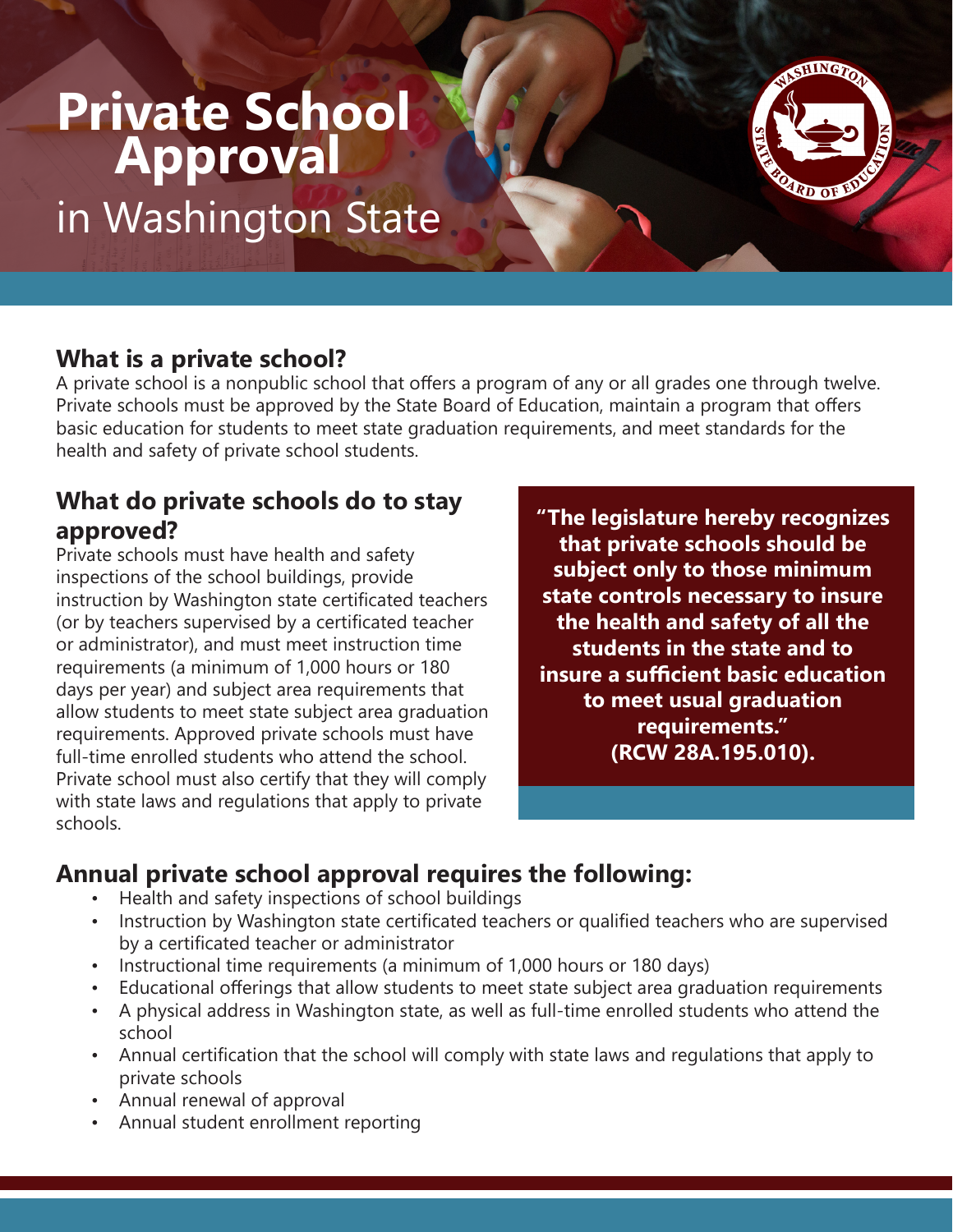# Private School Approval in Washington State

## What is a private school?

A private school is a nonpublic school that offers a program of any or all grades one through twelve. Private schools must be approved by the State Board of Education, maintain a program that offers basic education for students to meet state graduation requirements, and meet standards for the health and safety of private school students.

## What do private schools do to stay approved?

Private schools must have health and safety inspections of the school buildings, provide instruction by Washington state certificated teachers (or by teachers supervised by a certificated teacher or administrator), and must meet instruction time requirements (a minimum of 1,000 hours or 180 days per year) and subject area requirements that allow students to meet state subject area graduation requirements. Approved private schools must have full-time enrolled students who attend the school. Private school must also certify that they will comply with state laws and regulations that apply to private schools.

> **"The legislature hereby recognizes that private schools should be subject only to those minimum state controls necessary to insure the health and safety of all the students in the state and to insure a sufficient basic education to meet usual graduation requirements." (RCW 28A.195.010).**

## Annual private school approval requires the following:

- Health and safety inspections of school buildings
- Instruction by Washington state certificated teachers or qualified teachers who are supervised by a certificated teacher or administrator
- Instructional time requirements (a minimum of 1,000 hours or 180 days)
- Educational offerings that allow students to meet state subject area graduation requirements
- A physical address in Washington state, as well as full-time enrolled students who attend the school
- Annual certification that the school will comply with state laws and regulations that apply to private schools
- Annual renewal of approval
- Annual student enrollment reporting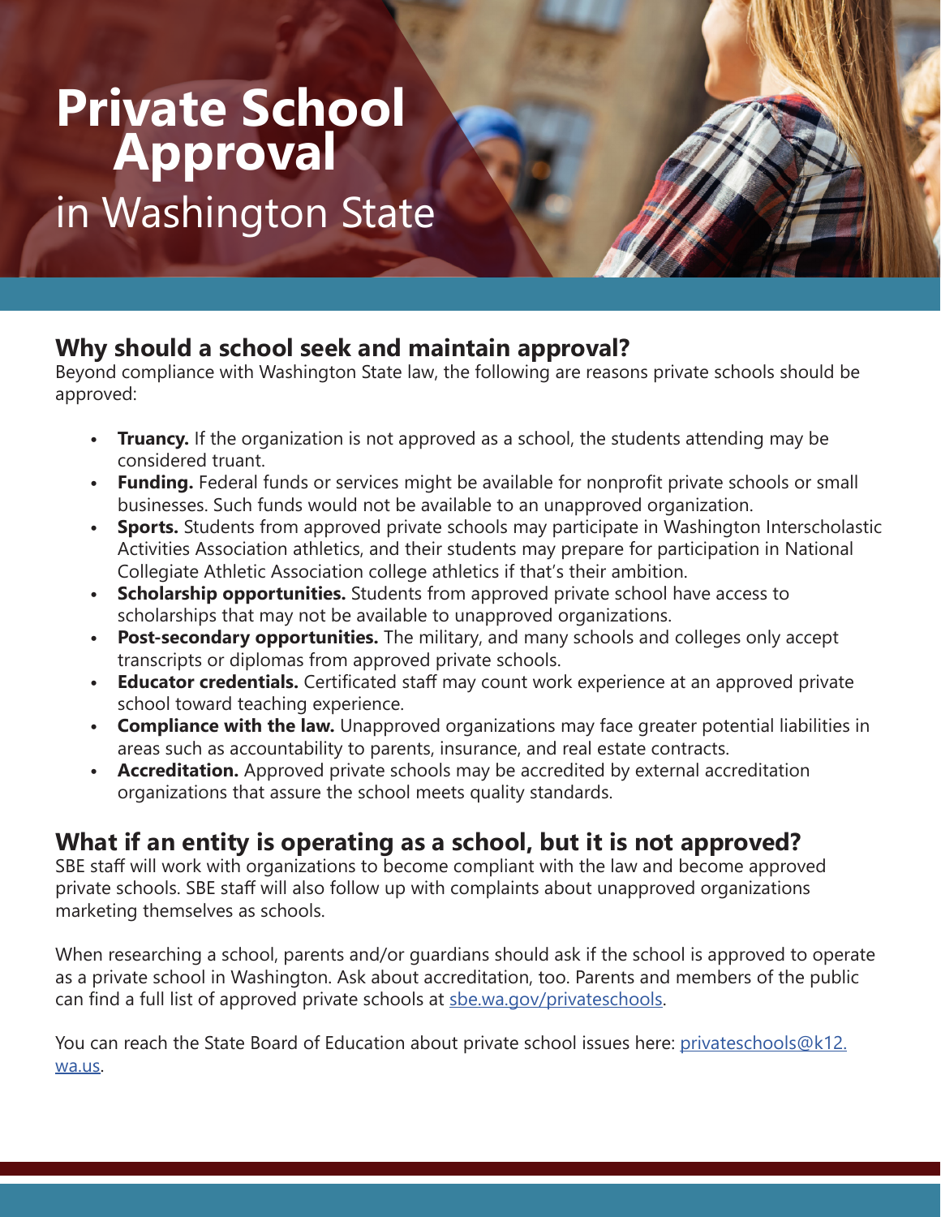# Private School Approval in Washington State

## Why should a school seek and maintain approval?

Beyond compliance with Washington State law, the following are reasons private schools should be approved:

- **Truancy.** If the organization is not approved as a school, the students attending may be considered truant.
- **Funding.** Federal funds or services might be available for nonprofit private schools or small businesses. Such funds would not be available to an unapproved organization.
- **Sports.** Students from approved private schools may participate in Washington Interscholastic Activities Association athletics, and their students may prepare for participation in National Collegiate Athletic Association college athletics if that's their ambition.
- **Scholarship opportunities.** Students from approved private school have access to scholarships that may not be available to unapproved organizations.
- **Post-secondary opportunities.** The military, and many schools and colleges only accept transcripts or diplomas from approved private schools.
- **Educator credentials.** Certificated staff may count work experience at an approved private school toward teaching experience.
- **Compliance with the law.** Unapproved organizations may face greater potential liabilities in areas such as accountability to parents, insurance, and real estate contracts.
- **Accreditation.** Approved private schools may be accredited by external accreditation organizations that assure the school meets quality standards.

## What if an entity is operating as a school, but it is not approved?

SBE staff will work with organizations to become compliant with the law and become approved private schools. SBE staff will also follow up with complaints about unapproved organizations marketing themselves as schools.

When researching a school, parents and/or guardians should ask if the school is approved to operate as a private school in Washington. Ask about accreditation, too. Parents and members of the public can find a full list of approved private schools at sbe.wa.gov/privateschools.

You can reach the State Board of Education about private school issues here: privateschools@k12.wa.us.